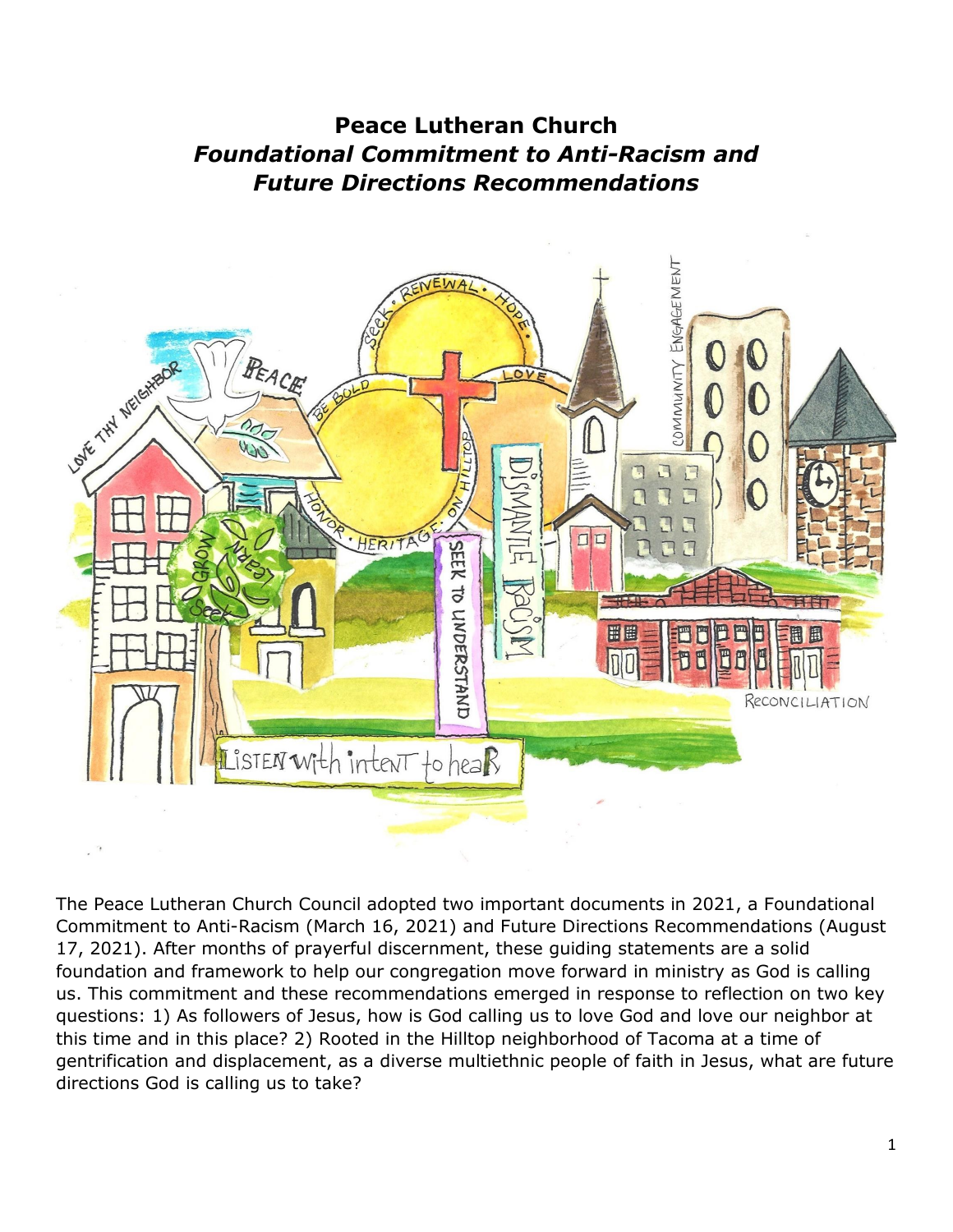# Peace Lutheran Church
## *Foundational Commitment to Anti-Racism and Future Directions Recommendations*

The Peace Lutheran Church Council adopted two important documents in 2021, a Foundational Commitment to Anti-Racism (March 16, 2021) and Future Directions Recommendations (August 17, 2021). After months of prayerful discernment, these guiding statements are a solid foundation and framework to help our congregation move forward in ministry as God is calling us. This commitment and these recommendations emerged in response to reflection on two key questions: 1) As followers of Jesus, how is God calling us to love God and love our neighbor at this time and in this place? 2) Rooted in the Hilltop neighborhood of Tacoma at a time of gentrification and displacement, as a diverse multiethnic people of faith in Jesus, what are future directions God is calling us to take?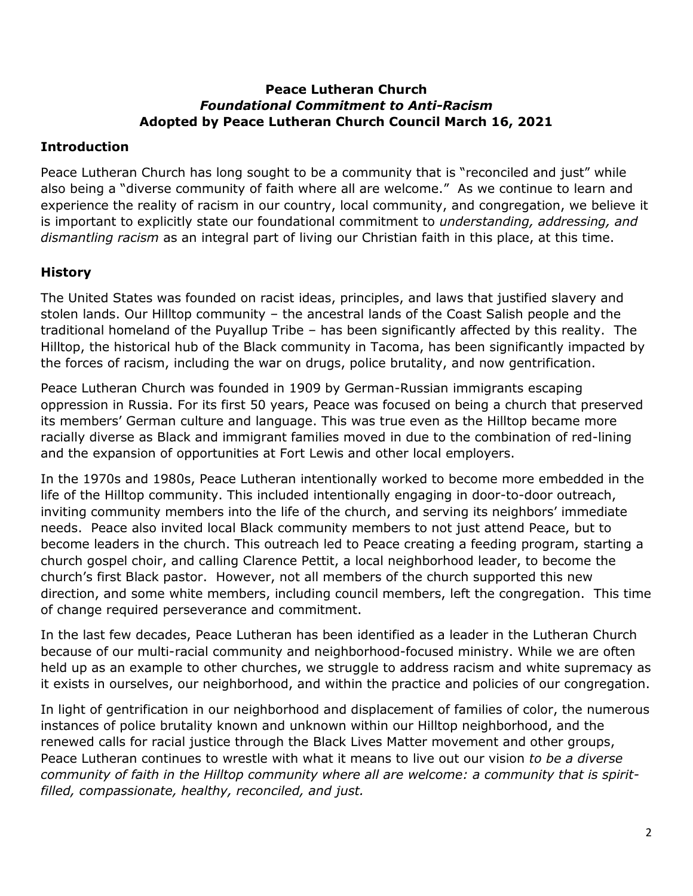**Peace Lutheran Church**
***Foundational Commitment to Anti-Racism***
**Adopted by Peace Lutheran Church Council March 16, 2021**

## Introduction

Peace Lutheran Church has long sought to be a community that is "reconciled and just" while also being a "diverse community of faith where all are welcome." As we continue to learn and experience the reality of racism in our country, local community, and congregation, we believe it is important to explicitly state our foundational commitment to *understanding, addressing, and dismantling racism* as an integral part of living our Christian faith in this place, at this time.

## History

The United States was founded on racist ideas, principles, and laws that justified slavery and stolen lands. Our Hilltop community – the ancestral lands of the Coast Salish people and the traditional homeland of the Puyallup Tribe – has been significantly affected by this reality. The Hilltop, the historical hub of the Black community in Tacoma, has been significantly impacted by the forces of racism, including the war on drugs, police brutality, and now gentrification.

Peace Lutheran Church was founded in 1909 by German-Russian immigrants escaping oppression in Russia. For its first 50 years, Peace was focused on being a church that preserved its members' German culture and language. This was true even as the Hilltop became more racially diverse as Black and immigrant families moved in due to the combination of red-lining and the expansion of opportunities at Fort Lewis and other local employers.

In the 1970s and 1980s, Peace Lutheran intentionally worked to become more embedded in the life of the Hilltop community. This included intentionally engaging in door-to-door outreach, inviting community members into the life of the church, and serving its neighbors' immediate needs. Peace also invited local Black community members to not just attend Peace, but to become leaders in the church. This outreach led to Peace creating a feeding program, starting a church gospel choir, and calling Clarence Pettit, a local neighborhood leader, to become the church's first Black pastor. However, not all members of the church supported this new direction, and some white members, including council members, left the congregation. This time of change required perseverance and commitment.

In the last few decades, Peace Lutheran has been identified as a leader in the Lutheran Church because of our multi-racial community and neighborhood-focused ministry. While we are often held up as an example to other churches, we struggle to address racism and white supremacy as it exists in ourselves, our neighborhood, and within the practice and policies of our congregation.

In light of gentrification in our neighborhood and displacement of families of color, the numerous instances of police brutality known and unknown within our Hilltop neighborhood, and the renewed calls for racial justice through the Black Lives Matter movement and other groups, Peace Lutheran continues to wrestle with what it means to live out our vision *to be a diverse community of faith in the Hilltop community where all are welcome: a community that is spirit-filled, compassionate, healthy, reconciled, and just.*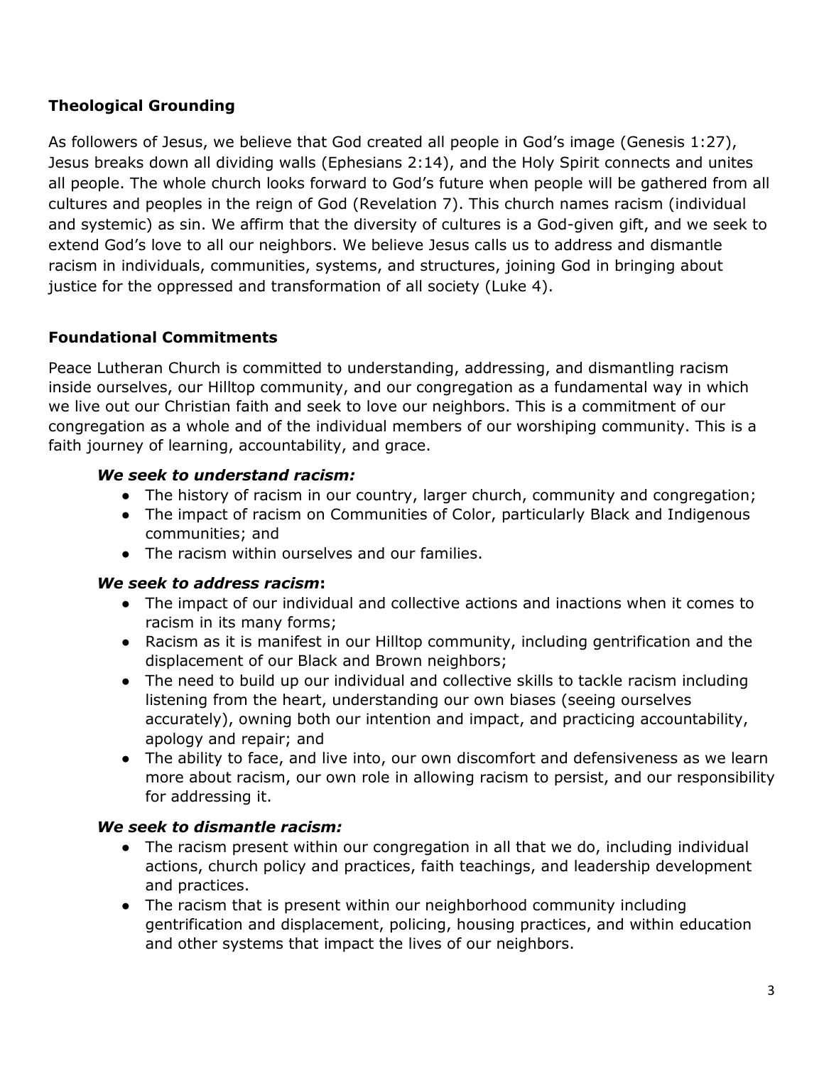## Theological Grounding

As followers of Jesus, we believe that God created all people in God's image (Genesis 1:27), Jesus breaks down all dividing walls (Ephesians 2:14), and the Holy Spirit connects and unites all people. The whole church looks forward to God's future when people will be gathered from all cultures and peoples in the reign of God (Revelation 7). This church names racism (individual and systemic) as sin. We affirm that the diversity of cultures is a God-given gift, and we seek to extend God's love to all our neighbors. We believe Jesus calls us to address and dismantle racism in individuals, communities, systems, and structures, joining God in bringing about justice for the oppressed and transformation of all society (Luke 4).

## Foundational Commitments

Peace Lutheran Church is committed to understanding, addressing, and dismantling racism inside ourselves, our Hilltop community, and our congregation as a fundamental way in which we live out our Christian faith and seek to love our neighbors. This is a commitment of our congregation as a whole and of the individual members of our worshiping community. This is a faith journey of learning, accountability, and grace.

***We seek to understand racism:***

- The history of racism in our country, larger church, community and congregation;
- The impact of racism on Communities of Color, particularly Black and Indigenous communities; and
- The racism within ourselves and our families.

***We seek to address racism*:**

- The impact of our individual and collective actions and inactions when it comes to racism in its many forms;
- Racism as it is manifest in our Hilltop community, including gentrification and the displacement of our Black and Brown neighbors;
- The need to build up our individual and collective skills to tackle racism including listening from the heart, understanding our own biases (seeing ourselves accurately), owning both our intention and impact, and practicing accountability, apology and repair; and
- The ability to face, and live into, our own discomfort and defensiveness as we learn more about racism, our own role in allowing racism to persist, and our responsibility for addressing it.

***We seek to dismantle racism:***

- The racism present within our congregation in all that we do, including individual actions, church policy and practices, faith teachings, and leadership development and practices.
- The racism that is present within our neighborhood community including gentrification and displacement, policing, housing practices, and within education and other systems that impact the lives of our neighbors.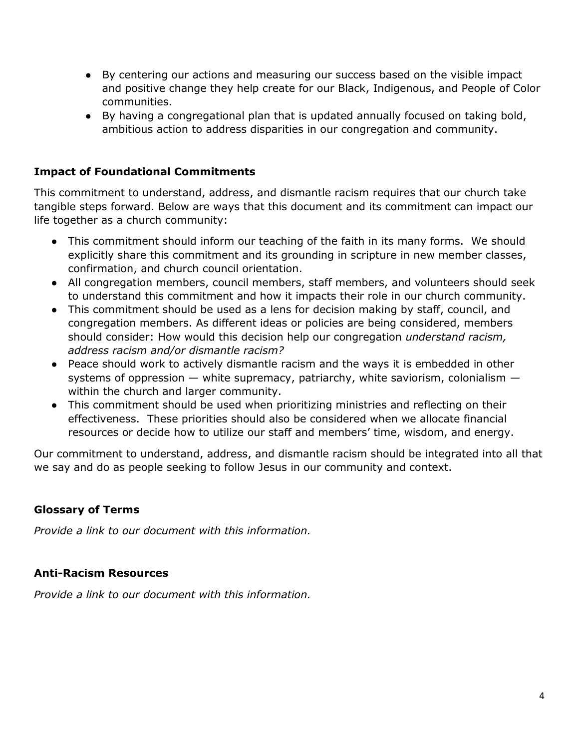- By centering our actions and measuring our success based on the visible impact and positive change they help create for our Black, Indigenous, and People of Color communities.
- By having a congregational plan that is updated annually focused on taking bold, ambitious action to address disparities in our congregation and community.

**Impact of Foundational Commitments**

This commitment to understand, address, and dismantle racism requires that our church take tangible steps forward. Below are ways that this document and its commitment can impact our life together as a church community:

- This commitment should inform our teaching of the faith in its many forms. We should explicitly share this commitment and its grounding in scripture in new member classes, confirmation, and church council orientation.
- All congregation members, council members, staff members, and volunteers should seek to understand this commitment and how it impacts their role in our church community.
- This commitment should be used as a lens for decision making by staff, council, and congregation members. As different ideas or policies are being considered, members should consider: How would this decision help our congregation *understand racism, address racism and/or dismantle racism?*
- Peace should work to actively dismantle racism and the ways it is embedded in other systems of oppression — white supremacy, patriarchy, white saviorism, colonialism — within the church and larger community.
- This commitment should be used when prioritizing ministries and reflecting on their effectiveness. These priorities should also be considered when we allocate financial resources or decide how to utilize our staff and members' time, wisdom, and energy.

Our commitment to understand, address, and dismantle racism should be integrated into all that we say and do as people seeking to follow Jesus in our community and context.

**Glossary of Terms**

*Provide a link to our document with this information.*

**Anti-Racism Resources**

*Provide a link to our document with this information.*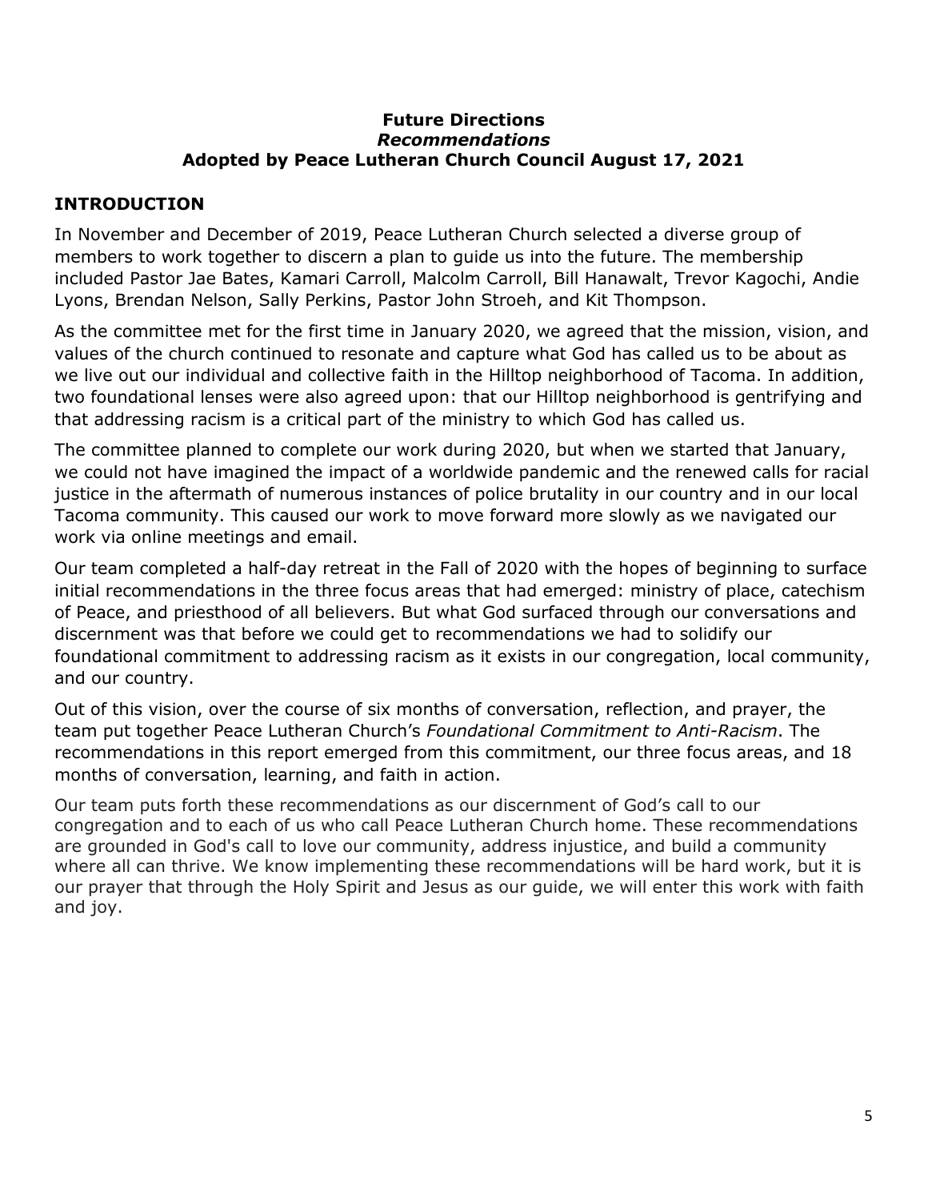**Future Directions**
***Recommendations***
**Adopted by Peace Lutheran Church Council August 17, 2021**

## INTRODUCTION

In November and December of 2019, Peace Lutheran Church selected a diverse group of members to work together to discern a plan to guide us into the future. The membership included Pastor Jae Bates, Kamari Carroll, Malcolm Carroll, Bill Hanawalt, Trevor Kagochi, Andie Lyons, Brendan Nelson, Sally Perkins, Pastor John Stroeh, and Kit Thompson.

As the committee met for the first time in January 2020, we agreed that the mission, vision, and values of the church continued to resonate and capture what God has called us to be about as we live out our individual and collective faith in the Hilltop neighborhood of Tacoma. In addition, two foundational lenses were also agreed upon: that our Hilltop neighborhood is gentrifying and that addressing racism is a critical part of the ministry to which God has called us.

The committee planned to complete our work during 2020, but when we started that January, we could not have imagined the impact of a worldwide pandemic and the renewed calls for racial justice in the aftermath of numerous instances of police brutality in our country and in our local Tacoma community. This caused our work to move forward more slowly as we navigated our work via online meetings and email.

Our team completed a half-day retreat in the Fall of 2020 with the hopes of beginning to surface initial recommendations in the three focus areas that had emerged: ministry of place, catechism of Peace, and priesthood of all believers. But what God surfaced through our conversations and discernment was that before we could get to recommendations we had to solidify our foundational commitment to addressing racism as it exists in our congregation, local community, and our country.

Out of this vision, over the course of six months of conversation, reflection, and prayer, the team put together Peace Lutheran Church's *Foundational Commitment to Anti-Racism*. The recommendations in this report emerged from this commitment, our three focus areas, and 18 months of conversation, learning, and faith in action.

Our team puts forth these recommendations as our discernment of God's call to our congregation and to each of us who call Peace Lutheran Church home. These recommendations are grounded in God's call to love our community, address injustice, and build a community where all can thrive. We know implementing these recommendations will be hard work, but it is our prayer that through the Holy Spirit and Jesus as our guide, we will enter this work with faith and joy.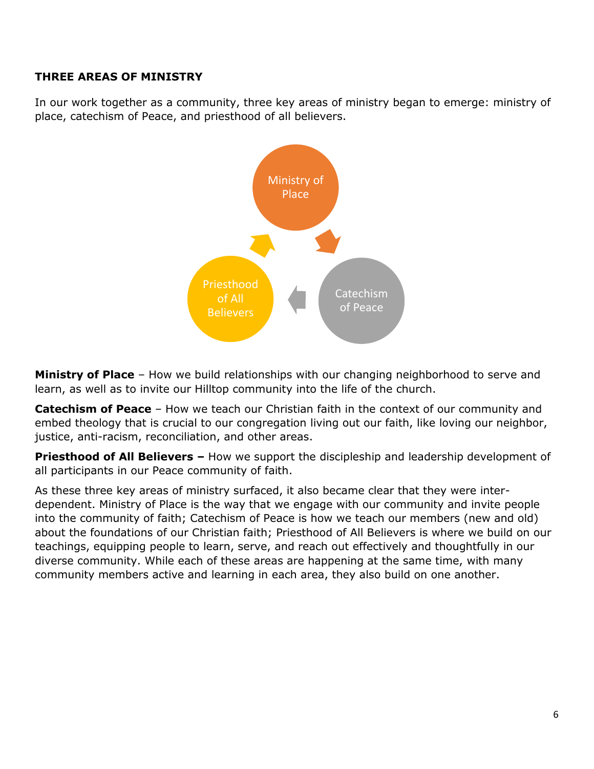**THREE AREAS OF MINISTRY**

In our work together as a community, three key areas of ministry began to emerge: ministry of place, catechism of Peace, and priesthood of all believers.

Ministry of Place

Catechism of Peace

Priesthood of All Believers

**Ministry of Place** – How we build relationships with our changing neighborhood to serve and learn, as well as to invite our Hilltop community into the life of the church.

**Catechism of Peace** – How we teach our Christian faith in the context of our community and embed theology that is crucial to our congregation living out our faith, like loving our neighbor, justice, anti-racism, reconciliation, and other areas.

**Priesthood of All Believers –** How we support the discipleship and leadership development of all participants in our Peace community of faith.

As these three key areas of ministry surfaced, it also became clear that they were inter-dependent. Ministry of Place is the way that we engage with our community and invite people into the community of faith; Catechism of Peace is how we teach our members (new and old) about the foundations of our Christian faith; Priesthood of All Believers is where we build on our teachings, equipping people to learn, serve, and reach out effectively and thoughtfully in our diverse community. While each of these areas are happening at the same time, with many community members active and learning in each area, they also build on one another.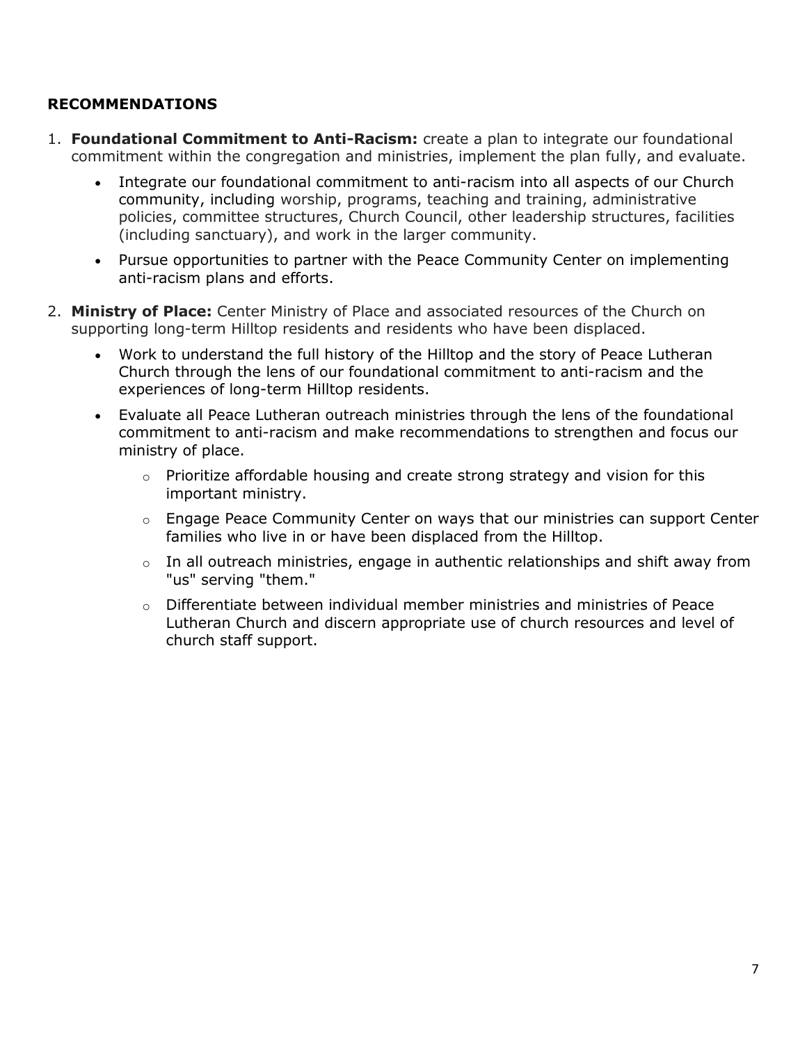**RECOMMENDATIONS**

1. **Foundational Commitment to Anti-Racism:** create a plan to integrate our foundational commitment within the congregation and ministries, implement the plan fully, and evaluate.
   - Integrate our foundational commitment to anti-racism into all aspects of our Church community, including worship, programs, teaching and training, administrative policies, committee structures, Church Council, other leadership structures, facilities (including sanctuary), and work in the larger community.
   - Pursue opportunities to partner with the Peace Community Center on implementing anti-racism plans and efforts.

2. **Ministry of Place:** Center Ministry of Place and associated resources of the Church on supporting long-term Hilltop residents and residents who have been displaced.
   - Work to understand the full history of the Hilltop and the story of Peace Lutheran Church through the lens of our foundational commitment to anti-racism and the experiences of long-term Hilltop residents.
   - Evaluate all Peace Lutheran outreach ministries through the lens of the foundational commitment to anti-racism and make recommendations to strengthen and focus our ministry of place.
     - Prioritize affordable housing and create strong strategy and vision for this important ministry.
     - Engage Peace Community Center on ways that our ministries can support Center families who live in or have been displaced from the Hilltop.
     - In all outreach ministries, engage in authentic relationships and shift away from "us" serving "them."
     - Differentiate between individual member ministries and ministries of Peace Lutheran Church and discern appropriate use of church resources and level of church staff support.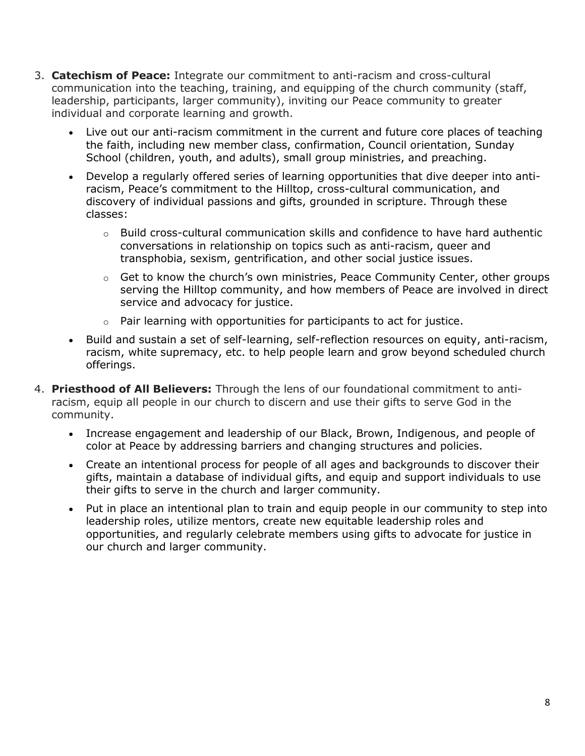3. **Catechism of Peace:** Integrate our commitment to anti-racism and cross-cultural communication into the teaching, training, and equipping of the church community (staff, leadership, participants, larger community), inviting our Peace community to greater individual and corporate learning and growth.
   - Live out our anti-racism commitment in the current and future core places of teaching the faith, including new member class, confirmation, Council orientation, Sunday School (children, youth, and adults), small group ministries, and preaching.
   - Develop a regularly offered series of learning opportunities that dive deeper into anti-racism, Peace's commitment to the Hilltop, cross-cultural communication, and discovery of individual passions and gifts, grounded in scripture. Through these classes:
     - Build cross-cultural communication skills and confidence to have hard authentic conversations in relationship on topics such as anti-racism, queer and transphobia, sexism, gentrification, and other social justice issues.
     - Get to know the church's own ministries, Peace Community Center, other groups serving the Hilltop community, and how members of Peace are involved in direct service and advocacy for justice.
     - Pair learning with opportunities for participants to act for justice.
   - Build and sustain a set of self-learning, self-reflection resources on equity, anti-racism, racism, white supremacy, etc. to help people learn and grow beyond scheduled church offerings.
4. **Priesthood of All Believers:** Through the lens of our foundational commitment to anti-racism, equip all people in our church to discern and use their gifts to serve God in the community.
   - Increase engagement and leadership of our Black, Brown, Indigenous, and people of color at Peace by addressing barriers and changing structures and policies.
   - Create an intentional process for people of all ages and backgrounds to discover their gifts, maintain a database of individual gifts, and equip and support individuals to use their gifts to serve in the church and larger community.
   - Put in place an intentional plan to train and equip people in our community to step into leadership roles, utilize mentors, create new equitable leadership roles and opportunities, and regularly celebrate members using gifts to advocate for justice in our church and larger community.